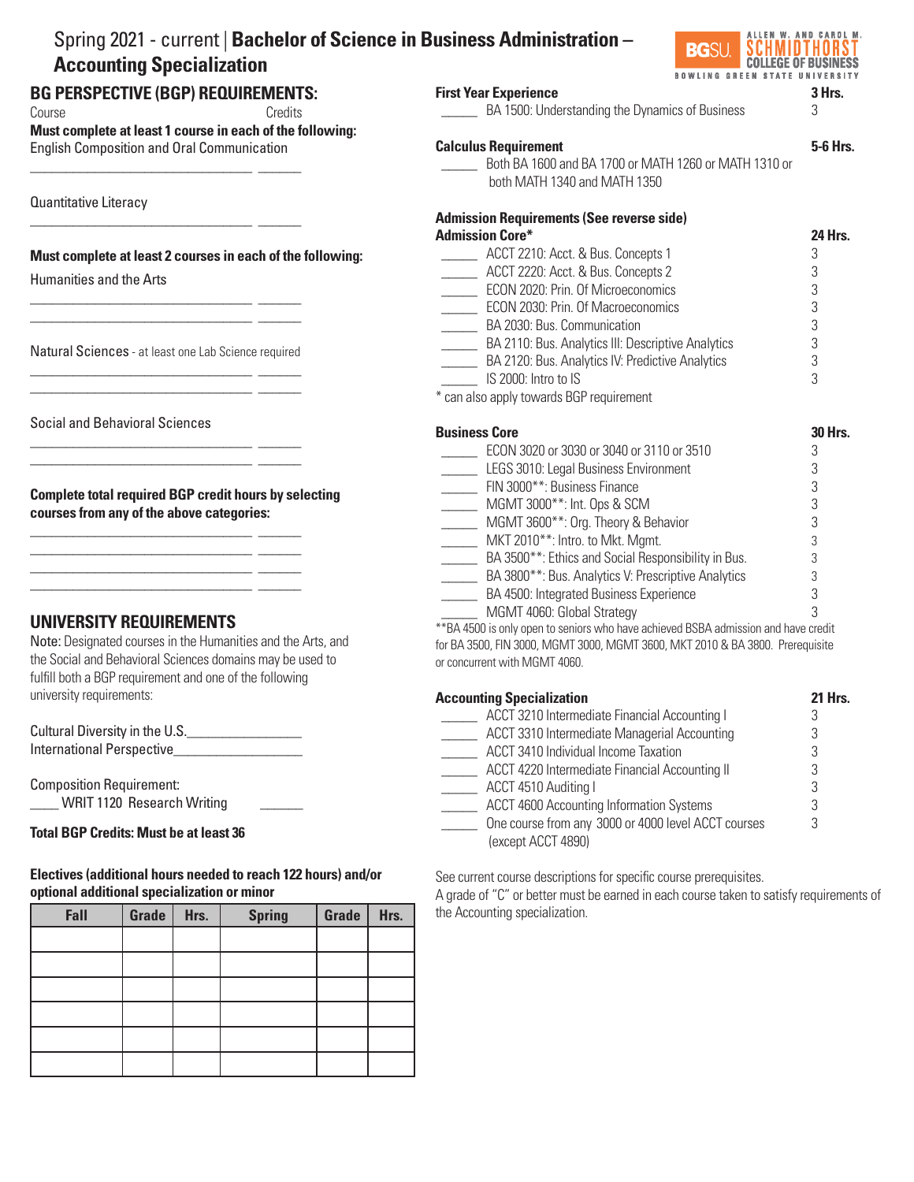# Spring 2021 - current | Bachelor of Science in Business Administration – Accounting Specialization

ALLEN W. AND CAROL M. SCHMIDTHORST COLLEGE OF BUSINESS
BGSU. BOWLING GREEN STATE UNIVERSITY

## BG PERSPECTIVE (BGP) REQUIREMENTS:

Course | Credits

**Must complete at least 1 course in each of the following:**

English Composition and Oral Communication

________________________________ ______

Quantitative Literacy

________________________________ ______

**Must complete at least 2 courses in each of the following:**

Humanities and the Arts

________________________________ ______
________________________________ ______

Natural Sciences - at least one Lab Science required

________________________________ ______
________________________________ ______

Social and Behavioral Sciences

________________________________ ______
________________________________ ______

**Complete total required BGP credit hours by selecting courses from any of the above categories:**

________________________________ ______
________________________________ ______
________________________________ ______
________________________________ ______

## UNIVERSITY REQUIREMENTS

Note: Designated courses in the Humanities and the Arts, and the Social and Behavioral Sciences domains may be used to fulfill both a BGP requirement and one of the following university requirements:

Cultural Diversity in the U.S.________________
International Perspective_________________

Composition Requirement:
____ WRIT 1120 Research Writing ______

**Total BGP Credits: Must be at least 36**

**Electives (additional hours needed to reach 122 hours) and/or optional additional specialization or minor**

| Fall | Grade | Hrs. | Spring | Grade | Hrs. |
|---|---|---|---|---|---|
| | | | | | |
| | | | | | |
| | | | | | |
| | | | | | |
| | | | | | |
| | | | | | |

### First Year Experience — 3 Hrs.

| | Course | Hrs. |
|---|---|---|
| _____ | BA 1500: Understanding the Dynamics of Business | 3 |

### Calculus Requirement — 5-6 Hrs.

_____ Both BA 1600 and BA 1700 or MATH 1260 or MATH 1310 or both MATH 1340 and MATH 1350

### Admission Requirements (See reverse side)

### Admission Core* — 24 Hrs.

| | Course | Hrs. |
|---|---|---|
| _____ | ACCT 2210: Acct. & Bus. Concepts 1 | 3 |
| _____ | ACCT 2220: Acct. & Bus. Concepts 2 | 3 |
| _____ | ECON 2020: Prin. Of Microeconomics | 3 |
| _____ | ECON 2030: Prin. Of Macroeconomics | 3 |
| _____ | BA 2030: Bus. Communication | 3 |
| _____ | BA 2110: Bus. Analytics III: Descriptive Analytics | 3 |
| _____ | BA 2120: Bus. Analytics IV: Predictive Analytics | 3 |
| _____ | IS 2000: Intro to IS | 3 |

* can also apply towards BGP requirement

### Business Core — 30 Hrs.

| | Course | Hrs. |
|---|---|---|
| _____ | ECON 3020 or 3030 or 3040 or 3110 or 3510 | 3 |
| _____ | LEGS 3010: Legal Business Environment | 3 |
| _____ | FIN 3000**: Business Finance | 3 |
| _____ | MGMT 3000**: Int. Ops & SCM | 3 |
| _____ | MGMT 3600**: Org. Theory & Behavior | 3 |
| _____ | MKT 2010**: Intro. to Mkt. Mgmt. | 3 |
| _____ | BA 3500**: Ethics and Social Responsibility in Bus. | 3 |
| _____ | BA 3800**: Bus. Analytics V: Prescriptive Analytics | 3 |
| _____ | BA 4500: Integrated Business Experience | 3 |
| _____ | MGMT 4060: Global Strategy | 3 |

**BA 4500 is only open to seniors who have achieved BSBA admission and have credit for BA 3500, FIN 3000, MGMT 3000, MGMT 3600, MKT 2010 & BA 3800. Prerequisite or concurrent with MGMT 4060.

### Accounting Specialization — 21 Hrs.

| | Course | Hrs. |
|---|---|---|
| _____ | ACCT 3210 Intermediate Financial Accounting I | 3 |
| _____ | ACCT 3310 Intermediate Managerial Accounting | 3 |
| _____ | ACCT 3410 Individual Income Taxation | 3 |
| _____ | ACCT 4220 Intermediate Financial Accounting II | 3 |
| _____ | ACCT 4510 Auditing I | 3 |
| _____ | ACCT 4600 Accounting Information Systems | 3 |
| _____ | One course from any 3000 or 4000 level ACCT courses (except ACCT 4890) | 3 |

See current course descriptions for specific course prerequisites.

A grade of "C" or better must be earned in each course taken to satisfy requirements of the Accounting specialization.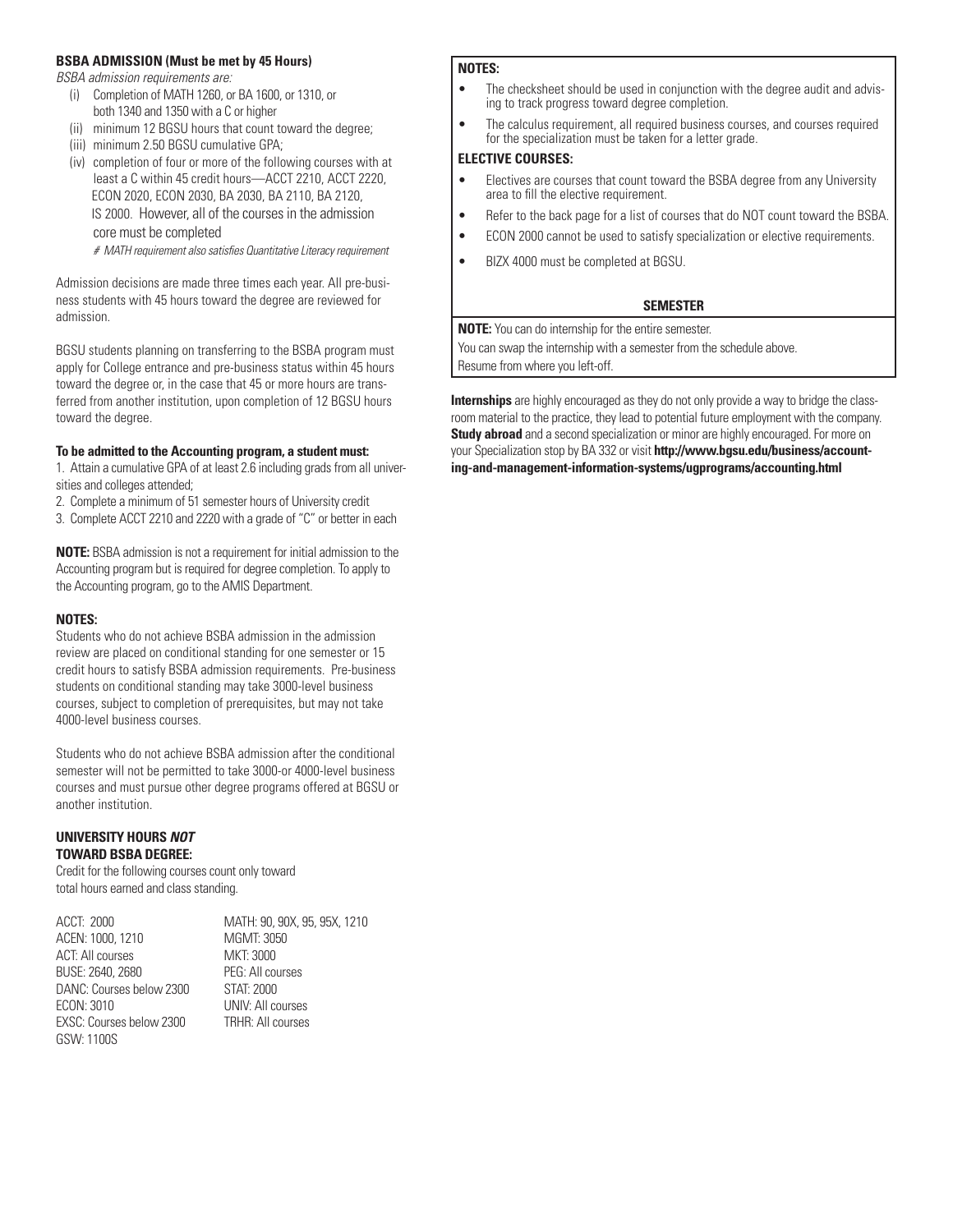**BSBA ADMISSION (Must be met by 45 Hours)**

*BSBA admission requirements are:*

(i) Completion of MATH 1260, or BA 1600, or 1310, or both 1340 and 1350 with a C or higher
(ii) minimum 12 BGSU hours that count toward the degree;
(iii) minimum 2.50 BGSU cumulative GPA;
(iv) completion of four or more of the following courses with at least a C within 45 credit hours—ACCT 2210, ACCT 2220, ECON 2020, ECON 2030, BA 2030, BA 2110, BA 2120, IS 2000. However, all of the courses in the admission core must be completed

*# MATH requirement also satisfies Quantitative Literacy requirement*

Admission decisions are made three times each year. All pre-business students with 45 hours toward the degree are reviewed for admission.

BGSU students planning on transferring to the BSBA program must apply for College entrance and pre-business status within 45 hours toward the degree or, in the case that 45 or more hours are transferred from another institution, upon completion of 12 BGSU hours toward the degree.

**To be admitted to the Accounting program, a student must:**

1. Attain a cumulative GPA of at least 2.6 including grads from all universities and colleges attended;
2. Complete a minimum of 51 semester hours of University credit
3. Complete ACCT 2210 and 2220 with a grade of "C" or better in each

**NOTE:** BSBA admission is not a requirement for initial admission to the Accounting program but is required for degree completion. To apply to the Accounting program, go to the AMIS Department.

**NOTES:**

Students who do not achieve BSBA admission in the admission review are placed on conditional standing for one semester or 15 credit hours to satisfy BSBA admission requirements. Pre-business students on conditional standing may take 3000-level business courses, subject to completion of prerequisites, but may not take 4000-level business courses.

Students who do not achieve BSBA admission after the conditional semester will not be permitted to take 3000-or 4000-level business courses and must pursue other degree programs offered at BGSU or another institution.

**UNIVERSITY HOURS *NOT* TOWARD BSBA DEGREE:**

Credit for the following courses count only toward total hours earned and class standing.

| | |
|---|---|
| ACCT: 2000 | MATH: 90, 90X, 95, 95X, 1210 |
| ACEN: 1000, 1210 | MGMT: 3050 |
| ACT: All courses | MKT: 3000 |
| BUSE: 2640, 2680 | PEG: All courses |
| DANC: Courses below 2300 | STAT: 2000 |
| ECON: 3010 | UNIV: All courses |
| EXSC: Courses below 2300 | TRHR: All courses |
| GSW: 1100S | |

**NOTES:**

- The checksheet should be used in conjunction with the degree audit and advising to track progress toward degree completion.
- The calculus requirement, all required business courses, and courses required for the specialization must be taken for a letter grade.

**ELECTIVE COURSES:**

- Electives are courses that count toward the BSBA degree from any University area to fill the elective requirement.
- Refer to the back page for a list of courses that do NOT count toward the BSBA.
- ECON 2000 cannot be used to satisfy specialization or elective requirements.
- BIZX 4000 must be completed at BGSU.

**SEMESTER**

**NOTE:** You can do internship for the entire semester.
You can swap the internship with a semester from the schedule above.
Resume from where you left-off.

**Internships** are highly encouraged as they do not only provide a way to bridge the classroom material to the practice, they lead to potential future employment with the company. **Study abroad** and a second specialization or minor are highly encouraged. For more on your Specialization stop by BA 332 or visit **http://www.bgsu.edu/business/accounting-and-management-information-systems/ugprograms/accounting.html**